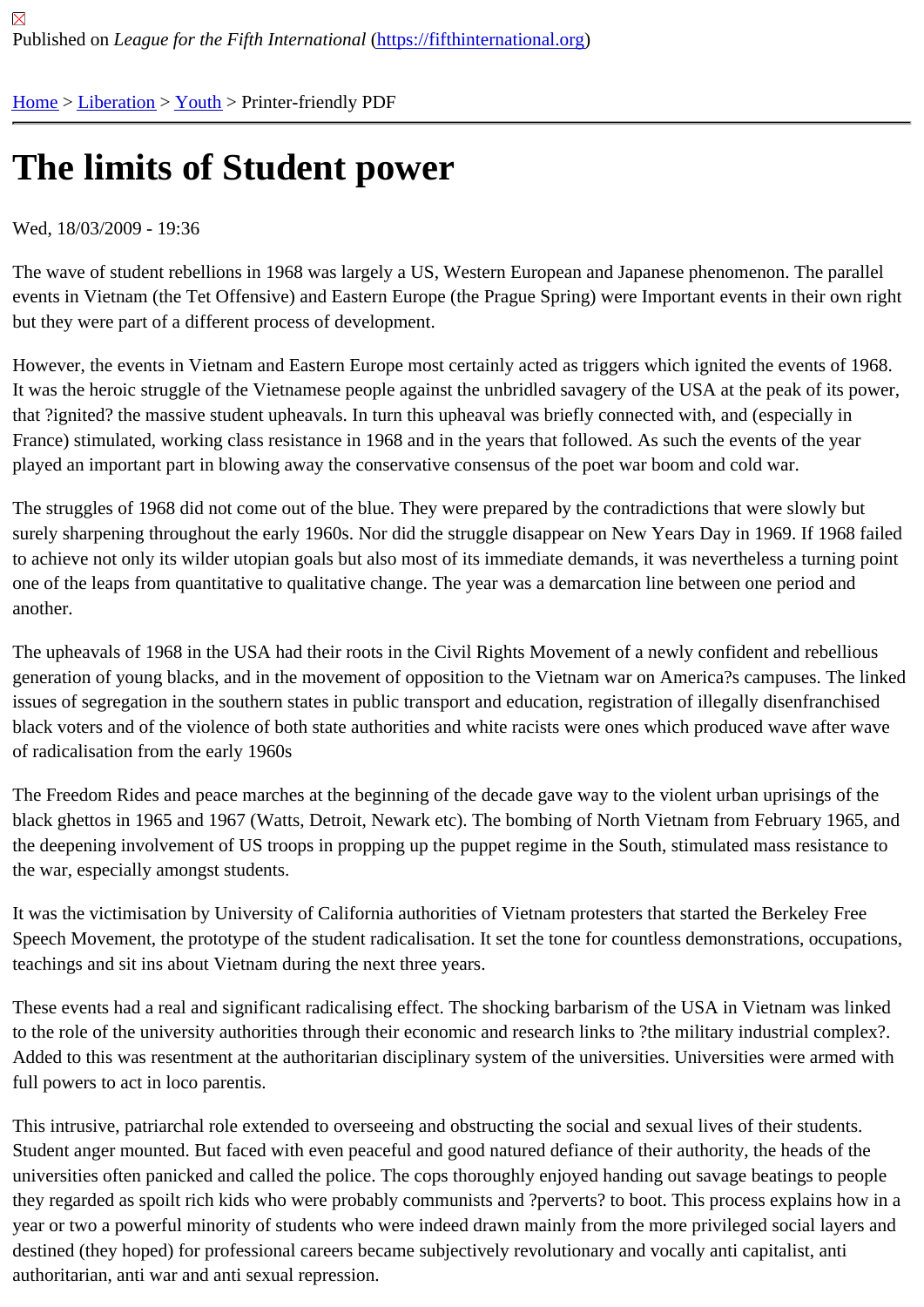Published on *League for the Fifth International* (https://fifthinternational.org)

Home > Liberation > Youth > Printer-friendly PDF

# The limits of Student power

Wed, 18/03/2009 - 19:36

The wave of student rebellions in 1968 was largely a US, Western European and Japanese phenomenon. The parallel events in Vietnam (the Tet Offensive) and Eastern Europe (the Prague Spring) were Important events in their own right but they were part of a different process of development.

However, the events in Vietnam and Eastern Europe most certainly acted as triggers which ignited the events of 1968. It was the heroic struggle of the Vietnamese people against the unbridled savagery of the USA at the peak of its power, that ?ignited? the massive student upheavals. In turn this upheaval was briefly connected with, and (especially in France) stimulated, working class resistance in 1968 and in the years that followed. As such the events of the year played an important part in blowing away the conservative consensus of the poet war boom and cold war.

The struggles of 1968 did not come out of the blue. They were prepared by the contradictions that were slowly but surely sharpening throughout the early 1960s. Nor did the struggle disappear on New Years Day in 1969. If 1968 failed to achieve not only its wilder utopian goals but also most of its immediate demands, it was nevertheless a turning point one of the leaps from quantitative to qualitative change. The year was a demarcation line between one period and another.

The upheavals of 1968 in the USA had their roots in the Civil Rights Movement of a newly confident and rebellious generation of young blacks, and in the movement of opposition to the Vietnam war on America?s campuses. The linked issues of segregation in the southern states in public transport and education, registration of illegally disenfranchised black voters and of the violence of both state authorities and white racists were ones which produced wave after wave of radicalisation from the early 1960s

The Freedom Rides and peace marches at the beginning of the decade gave way to the violent urban uprisings of the black ghettos in 1965 and 1967 (Watts, Detroit, Newark etc). The bombing of North Vietnam from February 1965, and the deepening involvement of US troops in propping up the puppet regime in the South, stimulated mass resistance to the war, especially amongst students.

It was the victimisation by University of California authorities of Vietnam protesters that started the Berkeley Free Speech Movement, the prototype of the student radicalisation. It set the tone for countless demonstrations, occupations, teachings and sit ins about Vietnam during the next three years.

These events had a real and significant radicalising effect. The shocking barbarism of the USA in Vietnam was linked to the role of the university authorities through their economic and research links to ?the military industrial complex?. Added to this was resentment at the authoritarian disciplinary system of the universities. Universities were armed with full powers to act in loco parentis.

This intrusive, patriarchal role extended to overseeing and obstructing the social and sexual lives of their students. Student anger mounted. But faced with even peaceful and good natured defiance of their authority, the heads of the universities often panicked and called the police. The cops thoroughly enjoyed handing out savage beatings to people they regarded as spoilt rich kids who were probably communists and ?perverts? to boot. This process explains how in a year or two a powerful minority of students who were indeed drawn mainly from the more privileged social layers and destined (they hoped) for professional careers became subjectively revolutionary and vocally anti capitalist, anti authoritarian, anti war and anti sexual repression.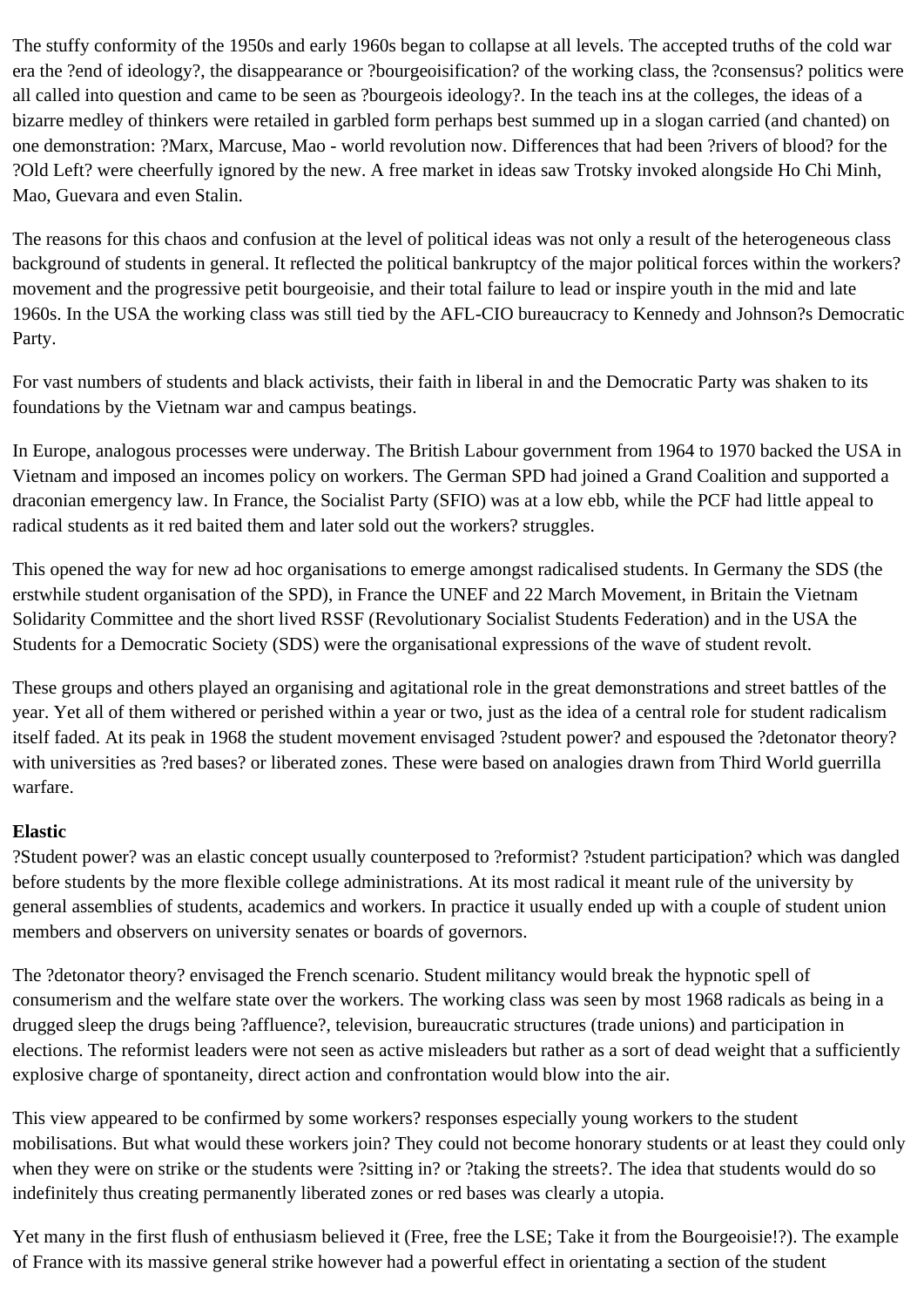The stuffy conformity of the 1950s and early 1960s began to collapse at all levels. The accepted truths of the cold war era the ?end of ideology?, the disappearance or ?bourgeoisification? of the working class, the ?consensus? politics were all called into question and came to be seen as ?bourgeois ideology?. In the teach ins at the colleges, the ideas of a bizarre medley of thinkers were retailed in garbled form perhaps best summed up in a slogan carried (and chanted) on one demonstration: ?Marx, Marcuse, Mao - world revolution now. Differences that had been ?rivers of blood? for the ?Old Left? were cheerfully ignored by the new. A free market in ideas saw Trotsky invoked alongside Ho Chi Minh, Mao, Guevara and even Stalin.

The reasons for this chaos and confusion at the level of political ideas was not only a result of the heterogeneous class background of students in general. It reflected the political bankruptcy of the major political forces within the workers? movement and the progressive petit bourgeoisie, and their total failure to lead or inspire youth in the mid and late 1960s. In the USA the working class was still tied by the AFL-CIO bureaucracy to Kennedy and Johnson?s Democratic Party.

For vast numbers of students and black activists, their faith in liberal in and the Democratic Party was shaken to its foundations by the Vietnam war and campus beatings.

In Europe, analogous processes were underway. The British Labour government from 1964 to 1970 backed the USA in Vietnam and imposed an incomes policy on workers. The German SPD had joined a Grand Coalition and supported a draconian emergency law. In France, the Socialist Party (SFIO) was at a low ebb, while the PCF had little appeal to radical students as it red baited them and later sold out the workers? struggles.

This opened the way for new ad hoc organisations to emerge amongst radicalised students. In Germany the SDS (the erstwhile student organisation of the SPD), in France the UNEF and 22 March Movement, in Britain the Vietnam Solidarity Committee and the short lived RSSF (Revolutionary Socialist Students Federation) and in the USA the Students for a Democratic Society (SDS) were the organisational expressions of the wave of student revolt.

These groups and others played an organising and agitational role in the great demonstrations and street battles of the year. Yet all of them withered or perished within a year or two, just as the idea of a central role for student radicalism itself faded. At its peak in 1968 the student movement envisaged ?student power? and espoused the ?detonator theory? with universities as ?red bases? or liberated zones. These were based on analogies drawn from Third World guerrilla warfare.

**Elastic**

?Student power? was an elastic concept usually counterposed to ?reformist? ?student participation? which was dangled before students by the more flexible college administrations. At its most radical it meant rule of the university by general assemblies of students, academics and workers. In practice it usually ended up with a couple of student union members and observers on university senates or boards of governors.

The ?detonator theory? envisaged the French scenario. Student militancy would break the hypnotic spell of consumerism and the welfare state over the workers. The working class was seen by most 1968 radicals as being in a drugged sleep the drugs being ?affluence?, television, bureaucratic structures (trade unions) and participation in elections. The reformist leaders were not seen as active misleaders but rather as a sort of dead weight that a sufficiently explosive charge of spontaneity, direct action and confrontation would blow into the air.

This view appeared to be confirmed by some workers? responses especially young workers to the student mobilisations. But what would these workers join? They could not become honorary students or at least they could only when they were on strike or the students were ?sitting in? or ?taking the streets?. The idea that students would do so indefinitely thus creating permanently liberated zones or red bases was clearly a utopia.

Yet many in the first flush of enthusiasm believed it (Free, free the LSE; Take it from the Bourgeoisie!?). The example of France with its massive general strike however had a powerful effect in orientating a section of the student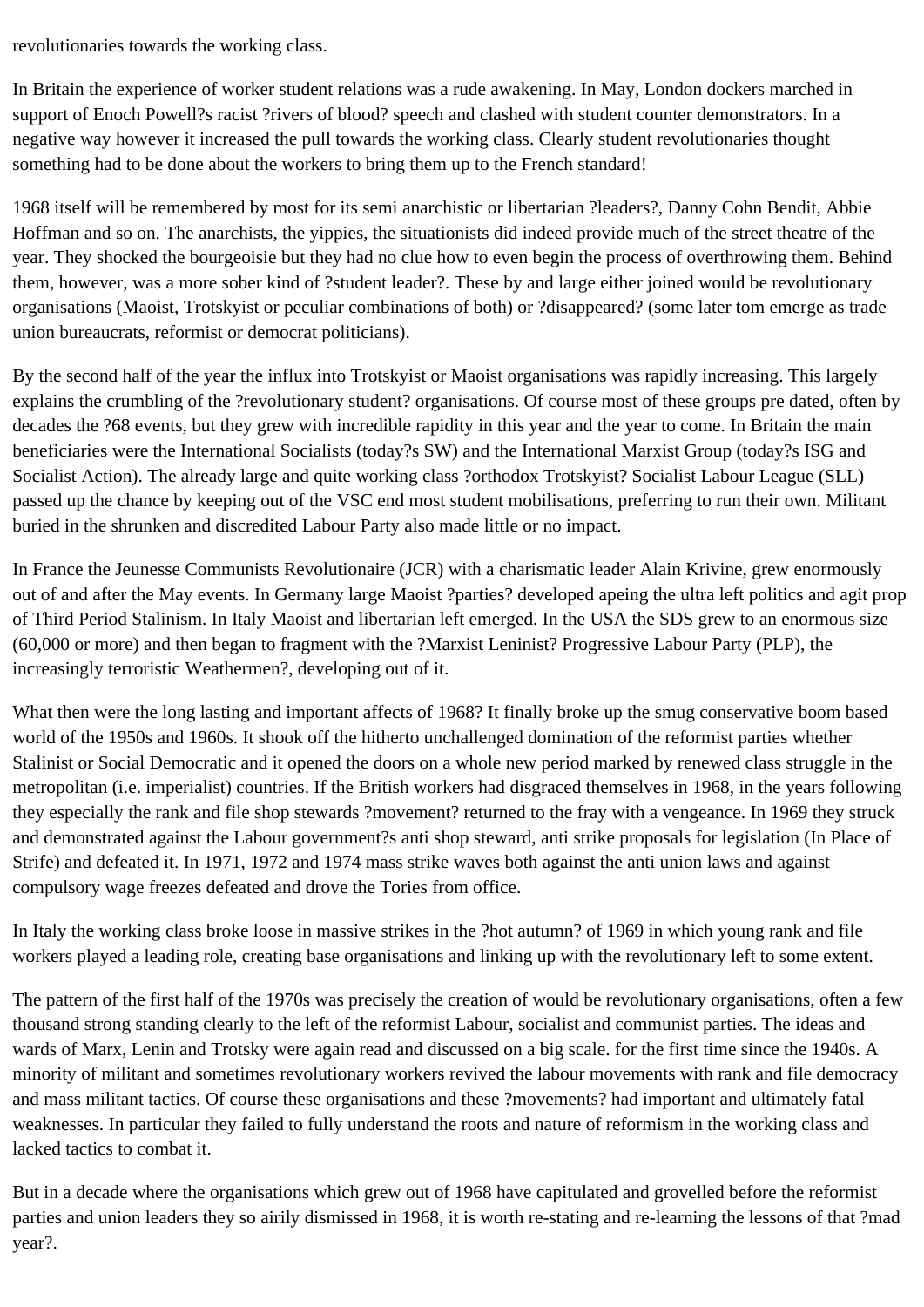revolutionaries towards the working class.

In Britain the experience of worker student relations was a rude awakening. In May, London dockers marched in support of Enoch Powell?s racist ?rivers of blood? speech and clashed with student counter demonstrators. In a negative way however it increased the pull towards the working class. Clearly student revolutionaries thought something had to be done about the workers to bring them up to the French standard!

1968 itself will be remembered by most for its semi anarchistic or libertarian ?leaders?, Danny Cohn Bendit, Abbie Hoffman and so on. The anarchists, the yippies, the situationists did indeed provide much of the street theatre of the year. They shocked the bourgeoisie but they had no clue how to even begin the process of overthrowing them. Behind them, however, was a more sober kind of ?student leader?. These by and large either joined would be revolutionary organisations (Maoist, Trotskyist or peculiar combinations of both) or ?disappeared? (some later tom emerge as trade union bureaucrats, reformist or democrat politicians).

By the second half of the year the influx into Trotskyist or Maoist organisations was rapidly increasing. This largely explains the crumbling of the ?revolutionary student? organisations. Of course most of these groups pre dated, often by decades the ?68 events, but they grew with incredible rapidity in this year and the year to come. In Britain the main beneficiaries were the International Socialists (today?s SW) and the International Marxist Group (today?s ISG and Socialist Action). The already large and quite working class ?orthodox Trotskyist? Socialist Labour League (SLL) passed up the chance by keeping out of the VSC end most student mobilisations, preferring to run their own. Militant buried in the shrunken and discredited Labour Party also made little or no impact.

In France the Jeunesse Communists Revolutionaire (JCR) with a charismatic leader Alain Krivine, grew enormously out of and after the May events. In Germany large Maoist ?parties? developed apeing the ultra left politics and agit prop of Third Period Stalinism. In Italy Maoist and libertarian left emerged. In the USA the SDS grew to an enormous size (60,000 or more) and then began to fragment with the ?Marxist Leninist? Progressive Labour Party (PLP), the increasingly terroristic Weathermen?, developing out of it.

What then were the long lasting and important affects of 1968? It finally broke up the smug conservative boom based world of the 1950s and 1960s. It shook off the hitherto unchallenged domination of the reformist parties whether Stalinist or Social Democratic and it opened the doors on a whole new period marked by renewed class struggle in the metropolitan (i.e. imperialist) countries. If the British workers had disgraced themselves in 1968, in the years following they especially the rank and file shop stewards ?movement? returned to the fray with a vengeance. In 1969 they struck and demonstrated against the Labour government?s anti shop steward, anti strike proposals for legislation (In Place of Strife) and defeated it. In 1971, 1972 and 1974 mass strike waves both against the anti union laws and against compulsory wage freezes defeated and drove the Tories from office.

In Italy the working class broke loose in massive strikes in the ?hot autumn? of 1969 in which young rank and file workers played a leading role, creating base organisations and linking up with the revolutionary left to some extent.

The pattern of the first half of the 1970s was precisely the creation of would be revolutionary organisations, often a few thousand strong standing clearly to the left of the reformist Labour, socialist and communist parties. The ideas and wards of Marx, Lenin and Trotsky were again read and discussed on a big scale. for the first time since the 1940s. A minority of militant and sometimes revolutionary workers revived the labour movements with rank and file democracy and mass militant tactics. Of course these organisations and these ?movements? had important and ultimately fatal weaknesses. In particular they failed to fully understand the roots and nature of reformism in the working class and lacked tactics to combat it.

But in a decade where the organisations which grew out of 1968 have capitulated and grovelled before the reformist parties and union leaders they so airily dismissed in 1968, it is worth re-stating and re-learning the lessons of that ?mad year?.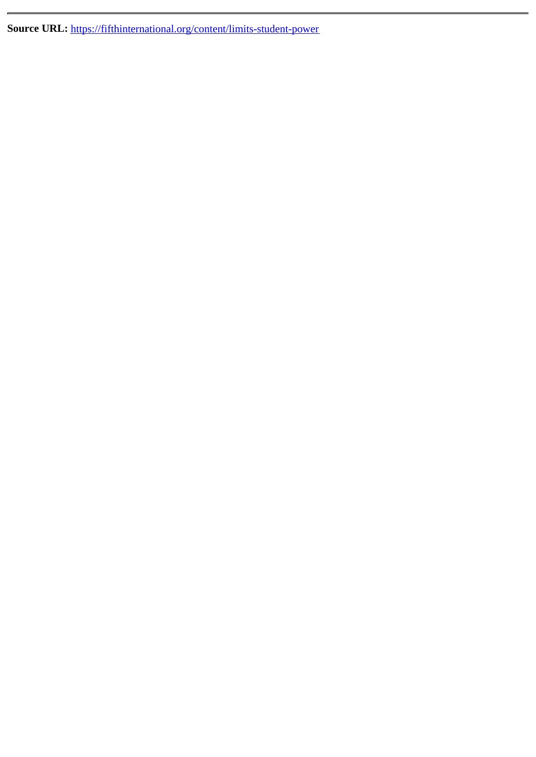---

**Source URL:** https://fifthinternational.org/content/limits-student-power